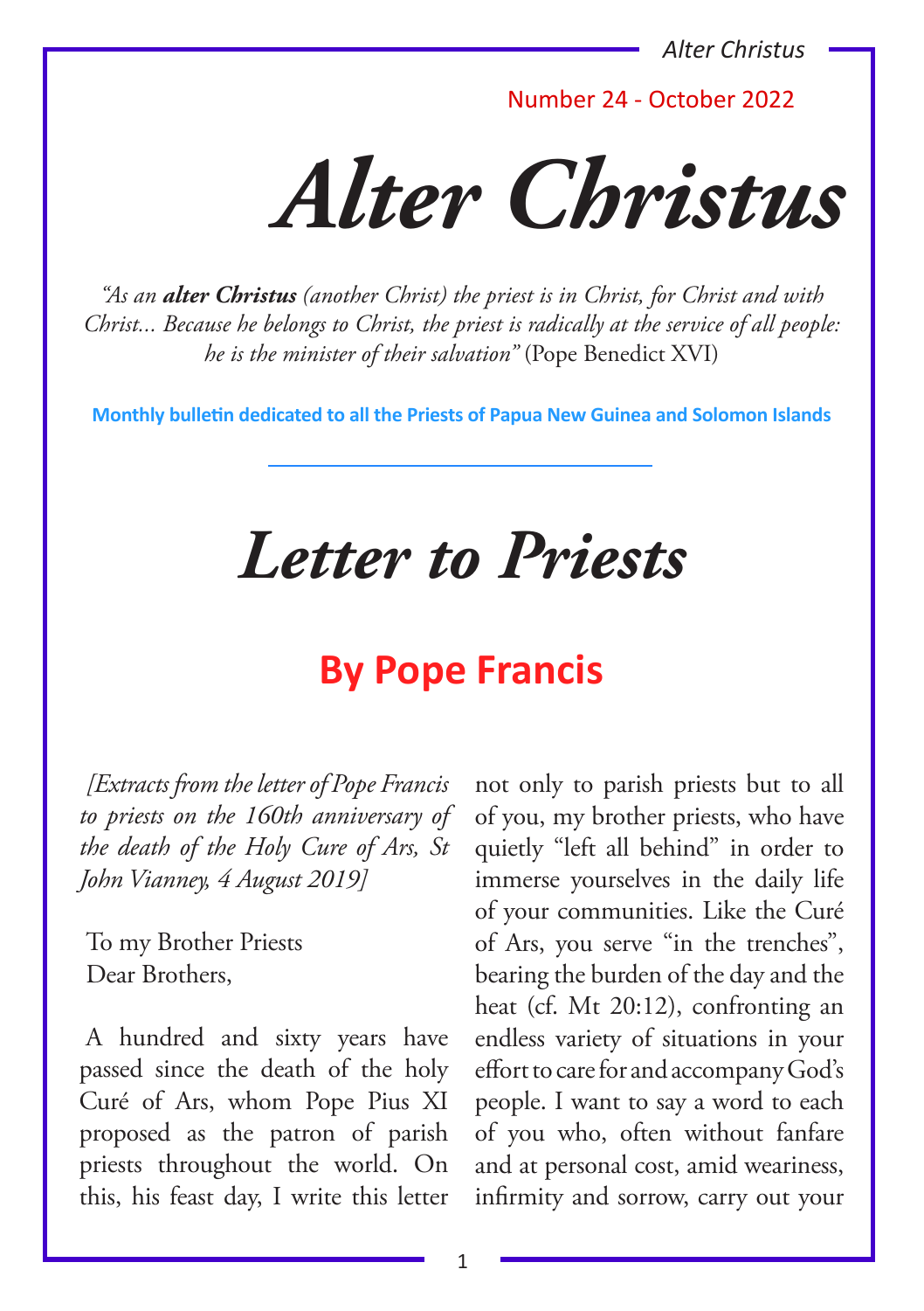Number 24 - October 2022

# Alter Christus

*"As an **alter Christus** (another Christ) the priest is in Christ, for Christ and with Christ... Because he belongs to Christ, the priest is radically at the service of all people: he is the minister of their salvation"* (Pope Benedict XVI)

**Monthly bulletin dedicated to all the Priests of Papua New Guinea and Solomon Islands**

# Letter to Priests

## By Pope Francis

*[Extracts from the letter of Pope Francis to priests on the 160th anniversary of the death of the Holy Cure of Ars, St John Vianney, 4 August 2019]*

To my Brother Priests
Dear Brothers,

A hundred and sixty years have passed since the death of the holy Curé of Ars, whom Pope Pius XI proposed as the patron of parish priests throughout the world. On this, his feast day, I write this letter not only to parish priests but to all of you, my brother priests, who have quietly "left all behind" in order to immerse yourselves in the daily life of your communities. Like the Curé of Ars, you serve "in the trenches", bearing the burden of the day and the heat (cf. Mt 20:12), confronting an endless variety of situations in your effort to care for and accompany God's people. I want to say a word to each of you who, often without fanfare and at personal cost, amid weariness, infirmity and sorrow, carry out your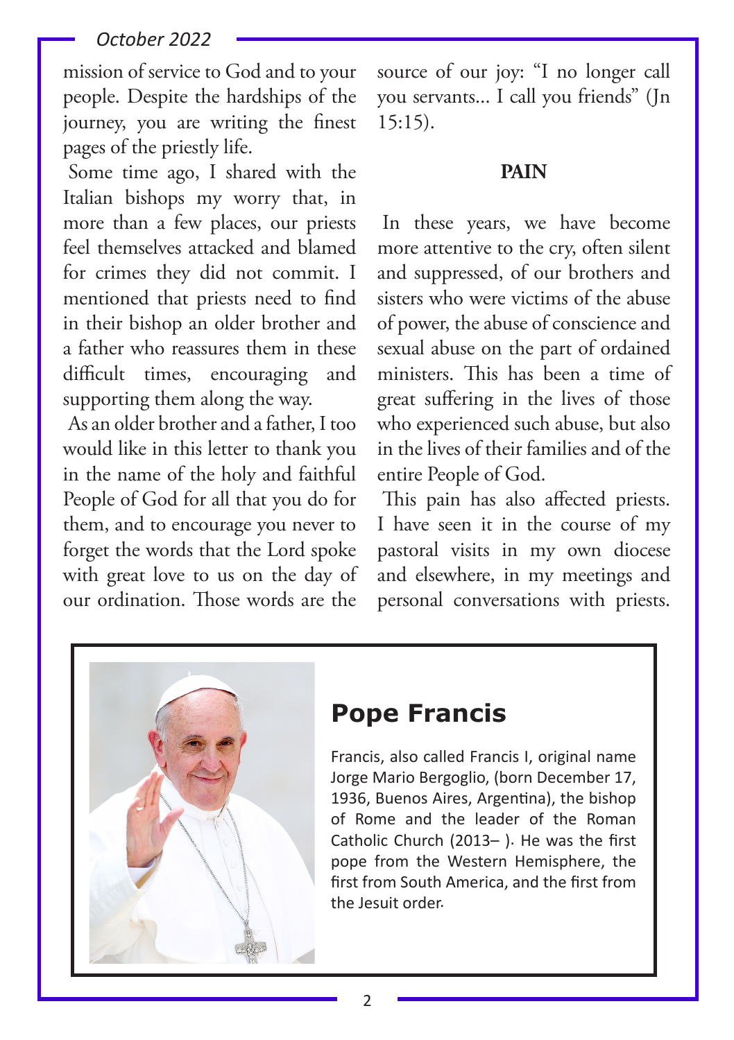mission of service to God and to your people. Despite the hardships of the journey, you are writing the finest pages of the priestly life.

Some time ago, I shared with the Italian bishops my worry that, in more than a few places, our priests feel themselves attacked and blamed for crimes they did not commit. I mentioned that priests need to find in their bishop an older brother and a father who reassures them in these difficult times, encouraging and supporting them along the way.

As an older brother and a father, I too would like in this letter to thank you in the name of the holy and faithful People of God for all that you do for them, and to encourage you never to forget the words that the Lord spoke with great love to us on the day of our ordination. Those words are the source of our joy: "I no longer call you servants... I call you friends" (Jn 15:15).

**PAIN**

In these years, we have become more attentive to the cry, often silent and suppressed, of our brothers and sisters who were victims of the abuse of power, the abuse of conscience and sexual abuse on the part of ordained ministers. This has been a time of great suffering in the lives of those who experienced such abuse, but also in the lives of their families and of the entire People of God.

This pain has also affected priests. I have seen it in the course of my pastoral visits in my own diocese and elsewhere, in my meetings and personal conversations with priests.

## Pope Francis

Francis, also called Francis I, original name Jorge Mario Bergoglio, (born December 17, 1936, Buenos Aires, Argentina), the bishop of Rome and the leader of the Roman Catholic Church (2013– ). He was the first pope from the Western Hemisphere, the first from South America, and the first from the Jesuit order.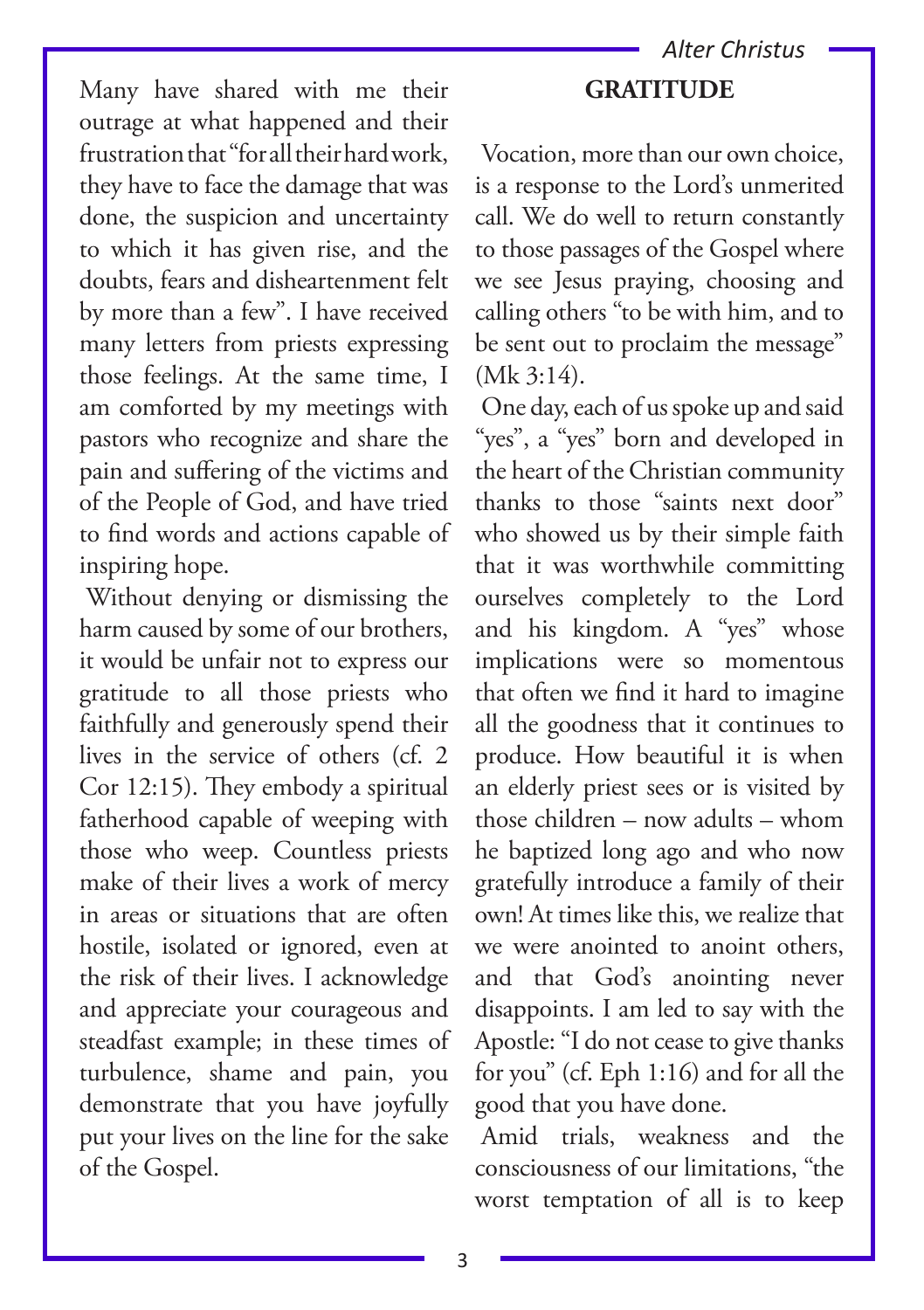Many have shared with me their outrage at what happened and their frustration that "for all their hard work, they have to face the damage that was done, the suspicion and uncertainty to which it has given rise, and the doubts, fears and disheartenment felt by more than a few". I have received many letters from priests expressing those feelings. At the same time, I am comforted by my meetings with pastors who recognize and share the pain and suffering of the victims and of the People of God, and have tried to find words and actions capable of inspiring hope.

Without denying or dismissing the harm caused by some of our brothers, it would be unfair not to express our gratitude to all those priests who faithfully and generously spend their lives in the service of others (cf. 2 Cor 12:15). They embody a spiritual fatherhood capable of weeping with those who weep. Countless priests make of their lives a work of mercy in areas or situations that are often hostile, isolated or ignored, even at the risk of their lives. I acknowledge and appreciate your courageous and steadfast example; in these times of turbulence, shame and pain, you demonstrate that you have joyfully put your lives on the line for the sake of the Gospel.

## GRATITUDE

Vocation, more than our own choice, is a response to the Lord's unmerited call. We do well to return constantly to those passages of the Gospel where we see Jesus praying, choosing and calling others "to be with him, and to be sent out to proclaim the message" (Mk 3:14).

One day, each of us spoke up and said "yes", a "yes" born and developed in the heart of the Christian community thanks to those "saints next door" who showed us by their simple faith that it was worthwhile committing ourselves completely to the Lord and his kingdom. A "yes" whose implications were so momentous that often we find it hard to imagine all the goodness that it continues to produce. How beautiful it is when an elderly priest sees or is visited by those children – now adults – whom he baptized long ago and who now gratefully introduce a family of their own! At times like this, we realize that we were anointed to anoint others, and that God's anointing never disappoints. I am led to say with the Apostle: "I do not cease to give thanks for you" (cf. Eph 1:16) and for all the good that you have done.

Amid trials, weakness and the consciousness of our limitations, "the worst temptation of all is to keep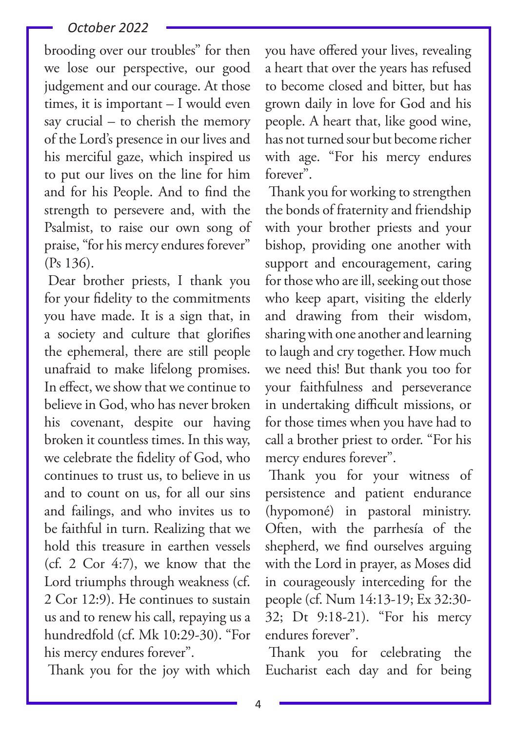brooding over our troubles" for then we lose our perspective, our good judgement and our courage. At those times, it is important – I would even say crucial – to cherish the memory of the Lord's presence in our lives and his merciful gaze, which inspired us to put our lives on the line for him and for his People. And to find the strength to persevere and, with the Psalmist, to raise our own song of praise, "for his mercy endures forever" (Ps 136).

Dear brother priests, I thank you for your fidelity to the commitments you have made. It is a sign that, in a society and culture that glorifies the ephemeral, there are still people unafraid to make lifelong promises. In effect, we show that we continue to believe in God, who has never broken his covenant, despite our having broken it countless times. In this way, we celebrate the fidelity of God, who continues to trust us, to believe in us and to count on us, for all our sins and failings, and who invites us to be faithful in turn. Realizing that we hold this treasure in earthen vessels (cf. 2 Cor 4:7), we know that the Lord triumphs through weakness (cf. 2 Cor 12:9). He continues to sustain us and to renew his call, repaying us a hundredfold (cf. Mk 10:29-30). "For his mercy endures forever".

Thank you for the joy with which you have offered your lives, revealing a heart that over the years has refused to become closed and bitter, but has grown daily in love for God and his people. A heart that, like good wine, has not turned sour but become richer with age. "For his mercy endures forever".

Thank you for working to strengthen the bonds of fraternity and friendship with your brother priests and your bishop, providing one another with support and encouragement, caring for those who are ill, seeking out those who keep apart, visiting the elderly and drawing from their wisdom, sharing with one another and learning to laugh and cry together. How much we need this! But thank you too for your faithfulness and perseverance in undertaking difficult missions, or for those times when you have had to call a brother priest to order. "For his mercy endures forever".

Thank you for your witness of persistence and patient endurance (hypomoné) in pastoral ministry. Often, with the parrhesía of the shepherd, we find ourselves arguing with the Lord in prayer, as Moses did in courageously interceding for the people (cf. Num 14:13-19; Ex 32:30-32; Dt 9:18-21). "For his mercy endures forever".

Thank you for celebrating the Eucharist each day and for being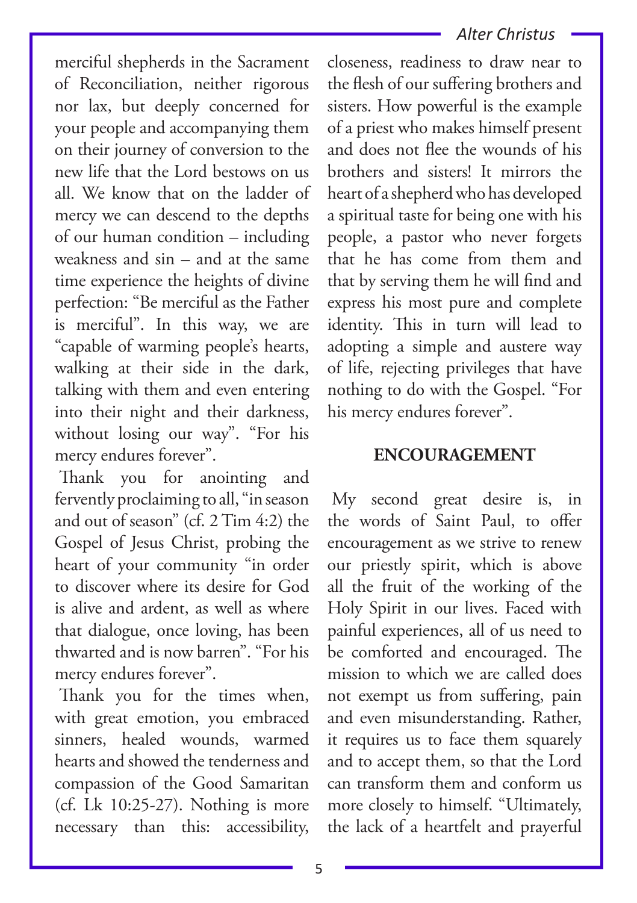merciful shepherds in the Sacrament of Reconciliation, neither rigorous nor lax, but deeply concerned for your people and accompanying them on their journey of conversion to the new life that the Lord bestows on us all. We know that on the ladder of mercy we can descend to the depths of our human condition – including weakness and sin – and at the same time experience the heights of divine perfection: "Be merciful as the Father is merciful". In this way, we are "capable of warming people's hearts, walking at their side in the dark, talking with them and even entering into their night and their darkness, without losing our way". "For his mercy endures forever".

Thank you for anointing and fervently proclaiming to all, "in season and out of season" (cf. 2 Tim 4:2) the Gospel of Jesus Christ, probing the heart of your community "in order to discover where its desire for God is alive and ardent, as well as where that dialogue, once loving, has been thwarted and is now barren". "For his mercy endures forever".

Thank you for the times when, with great emotion, you embraced sinners, healed wounds, warmed hearts and showed the tenderness and compassion of the Good Samaritan (cf. Lk 10:25-27). Nothing is more necessary than this: accessibility, closeness, readiness to draw near to the flesh of our suffering brothers and sisters. How powerful is the example of a priest who makes himself present and does not flee the wounds of his brothers and sisters! It mirrors the heart of a shepherd who has developed a spiritual taste for being one with his people, a pastor who never forgets that he has come from them and that by serving them he will find and express his most pure and complete identity. This in turn will lead to adopting a simple and austere way of life, rejecting privileges that have nothing to do with the Gospel. "For his mercy endures forever".

## ENCOURAGEMENT

My second great desire is, in the words of Saint Paul, to offer encouragement as we strive to renew our priestly spirit, which is above all the fruit of the working of the Holy Spirit in our lives. Faced with painful experiences, all of us need to be comforted and encouraged. The mission to which we are called does not exempt us from suffering, pain and even misunderstanding. Rather, it requires us to face them squarely and to accept them, so that the Lord can transform them and conform us more closely to himself. "Ultimately, the lack of a heartfelt and prayerful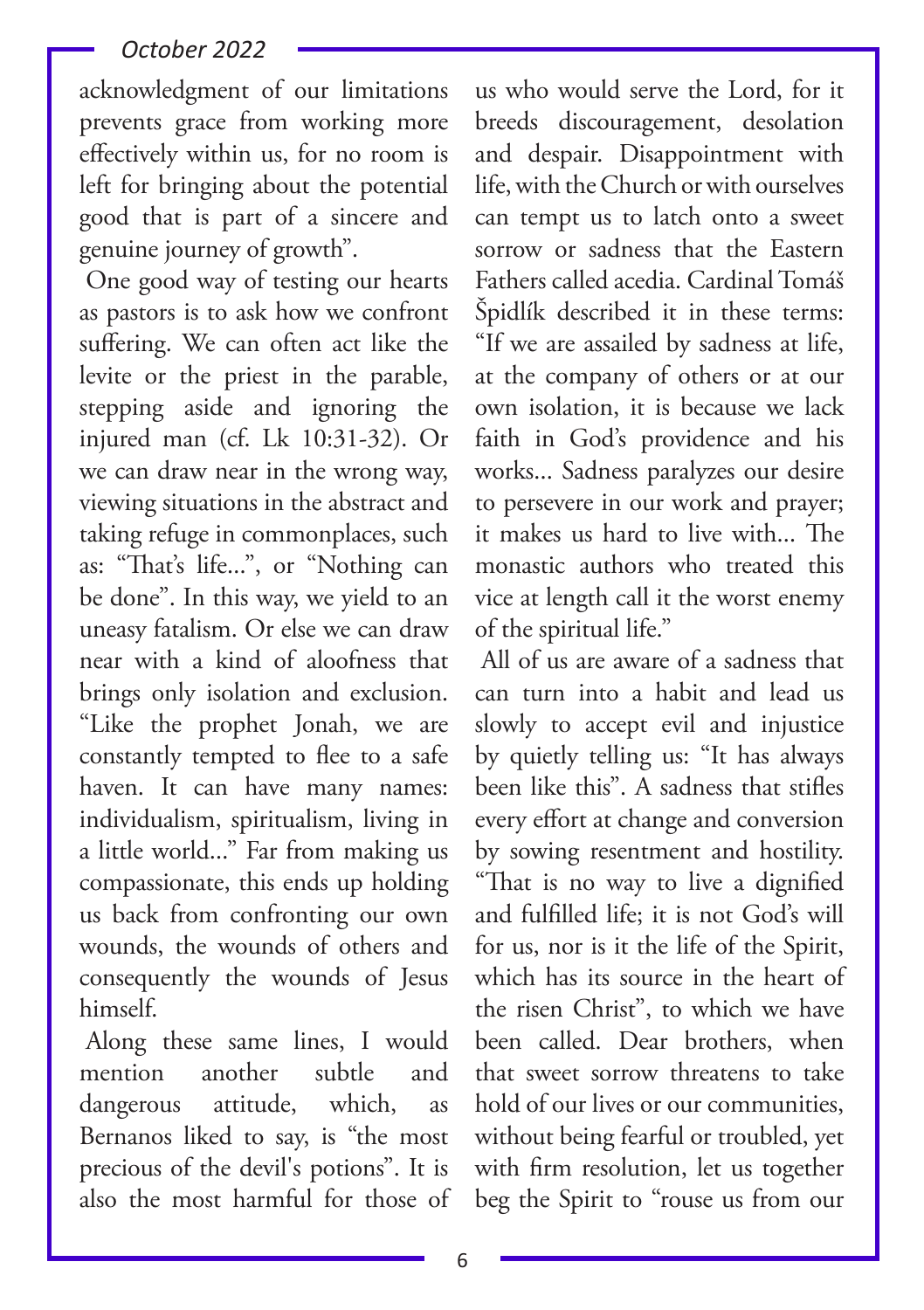acknowledgment of our limitations prevents grace from working more effectively within us, for no room is left for bringing about the potential good that is part of a sincere and genuine journey of growth".

One good way of testing our hearts as pastors is to ask how we confront suffering. We can often act like the levite or the priest in the parable, stepping aside and ignoring the injured man (cf. Lk 10:31-32). Or we can draw near in the wrong way, viewing situations in the abstract and taking refuge in commonplaces, such as: "That's life...", or "Nothing can be done". In this way, we yield to an uneasy fatalism. Or else we can draw near with a kind of aloofness that brings only isolation and exclusion. "Like the prophet Jonah, we are constantly tempted to flee to a safe haven. It can have many names: individualism, spiritualism, living in a little world..." Far from making us compassionate, this ends up holding us back from confronting our own wounds, the wounds of others and consequently the wounds of Jesus himself.

Along these same lines, I would mention another subtle and dangerous attitude, which, as Bernanos liked to say, is "the most precious of the devil's potions". It is also the most harmful for those of us who would serve the Lord, for it breeds discouragement, desolation and despair. Disappointment with life, with the Church or with ourselves can tempt us to latch onto a sweet sorrow or sadness that the Eastern Fathers called acedia. Cardinal Tomáš Špidlík described it in these terms: "If we are assailed by sadness at life, at the company of others or at our own isolation, it is because we lack faith in God's providence and his works... Sadness paralyzes our desire to persevere in our work and prayer; it makes us hard to live with... The monastic authors who treated this vice at length call it the worst enemy of the spiritual life."

All of us are aware of a sadness that can turn into a habit and lead us slowly to accept evil and injustice by quietly telling us: "It has always been like this". A sadness that stifles every effort at change and conversion by sowing resentment and hostility. "That is no way to live a dignified and fulfilled life; it is not God's will for us, nor is it the life of the Spirit, which has its source in the heart of the risen Christ", to which we have been called. Dear brothers, when that sweet sorrow threatens to take hold of our lives or our communities, without being fearful or troubled, yet with firm resolution, let us together beg the Spirit to "rouse us from our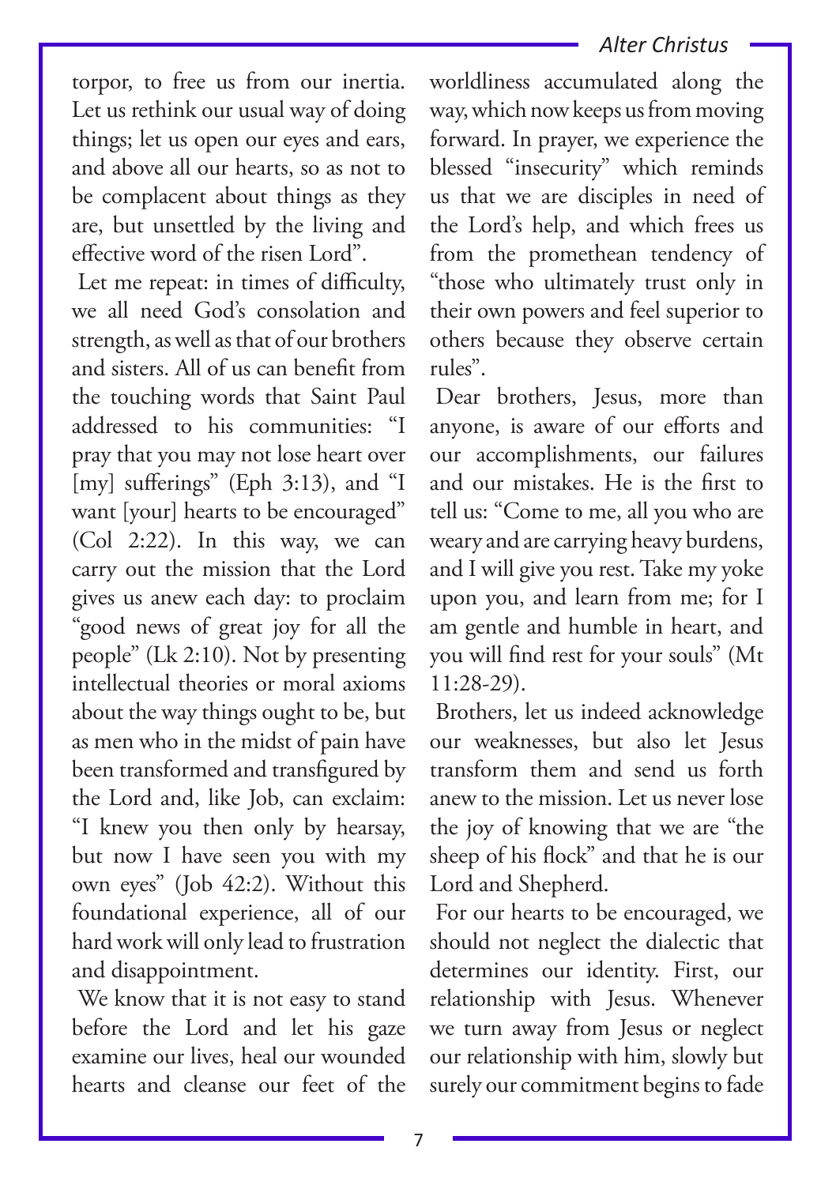torpor, to free us from our inertia. Let us rethink our usual way of doing things; let us open our eyes and ears, and above all our hearts, so as not to be complacent about things as they are, but unsettled by the living and effective word of the risen Lord".

Let me repeat: in times of difficulty, we all need God's consolation and strength, as well as that of our brothers and sisters. All of us can benefit from the touching words that Saint Paul addressed to his communities: "I pray that you may not lose heart over [my] sufferings" (Eph 3:13), and "I want [your] hearts to be encouraged" (Col 2:22). In this way, we can carry out the mission that the Lord gives us anew each day: to proclaim "good news of great joy for all the people" (Lk 2:10). Not by presenting intellectual theories or moral axioms about the way things ought to be, but as men who in the midst of pain have been transformed and transfigured by the Lord and, like Job, can exclaim: "I knew you then only by hearsay, but now I have seen you with my own eyes" (Job 42:2). Without this foundational experience, all of our hard work will only lead to frustration and disappointment.

We know that it is not easy to stand before the Lord and let his gaze examine our lives, heal our wounded hearts and cleanse our feet of the worldliness accumulated along the way, which now keeps us from moving forward. In prayer, we experience the blessed "insecurity" which reminds us that we are disciples in need of the Lord's help, and which frees us from the promethean tendency of "those who ultimately trust only in their own powers and feel superior to others because they observe certain rules".

Dear brothers, Jesus, more than anyone, is aware of our efforts and our accomplishments, our failures and our mistakes. He is the first to tell us: "Come to me, all you who are weary and are carrying heavy burdens, and I will give you rest. Take my yoke upon you, and learn from me; for I am gentle and humble in heart, and you will find rest for your souls" (Mt 11:28-29).

Brothers, let us indeed acknowledge our weaknesses, but also let Jesus transform them and send us forth anew to the mission. Let us never lose the joy of knowing that we are "the sheep of his flock" and that he is our Lord and Shepherd.

For our hearts to be encouraged, we should not neglect the dialectic that determines our identity. First, our relationship with Jesus. Whenever we turn away from Jesus or neglect our relationship with him, slowly but surely our commitment begins to fade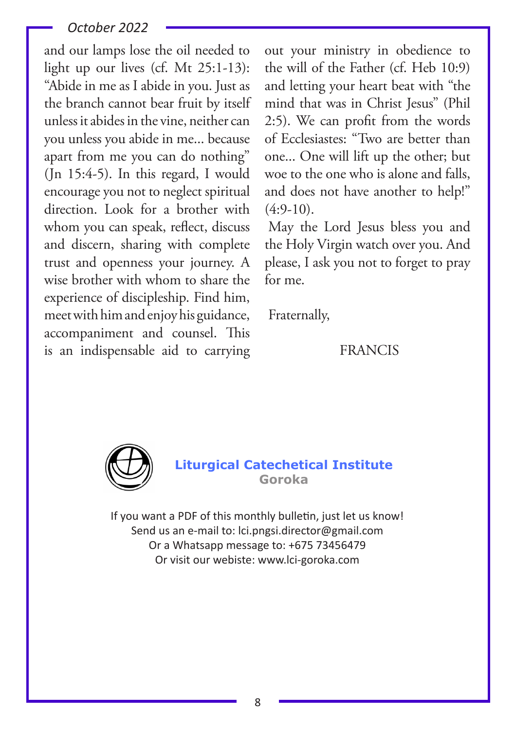and our lamps lose the oil needed to light up our lives (cf. Mt 25:1-13): "Abide in me as I abide in you. Just as the branch cannot bear fruit by itself unless it abides in the vine, neither can you unless you abide in me... because apart from me you can do nothing" (Jn 15:4-5). In this regard, I would encourage you not to neglect spiritual direction. Look for a brother with whom you can speak, reflect, discuss and discern, sharing with complete trust and openness your journey. A wise brother with whom to share the experience of discipleship. Find him, meet with him and enjoy his guidance, accompaniment and counsel. This is an indispensable aid to carrying out your ministry in obedience to the will of the Father (cf. Heb 10:9) and letting your heart beat with "the mind that was in Christ Jesus" (Phil 2:5). We can profit from the words of Ecclesiastes: "Two are better than one... One will lift up the other; but woe to the one who is alone and falls, and does not have another to help!" (4:9-10).

May the Lord Jesus bless you and the Holy Virgin watch over you. And please, I ask you not to forget to pray for me.

Fraternally,

FRANCIS

**Liturgical Catechetical Institute**
**Goroka**

If you want a PDF of this monthly bulletin, just let us know!
Send us an e-mail to: lci.pngsi.director@gmail.com
Or a Whatsapp message to: +675 73456479
Or visit our webiste: www.lci-goroka.com